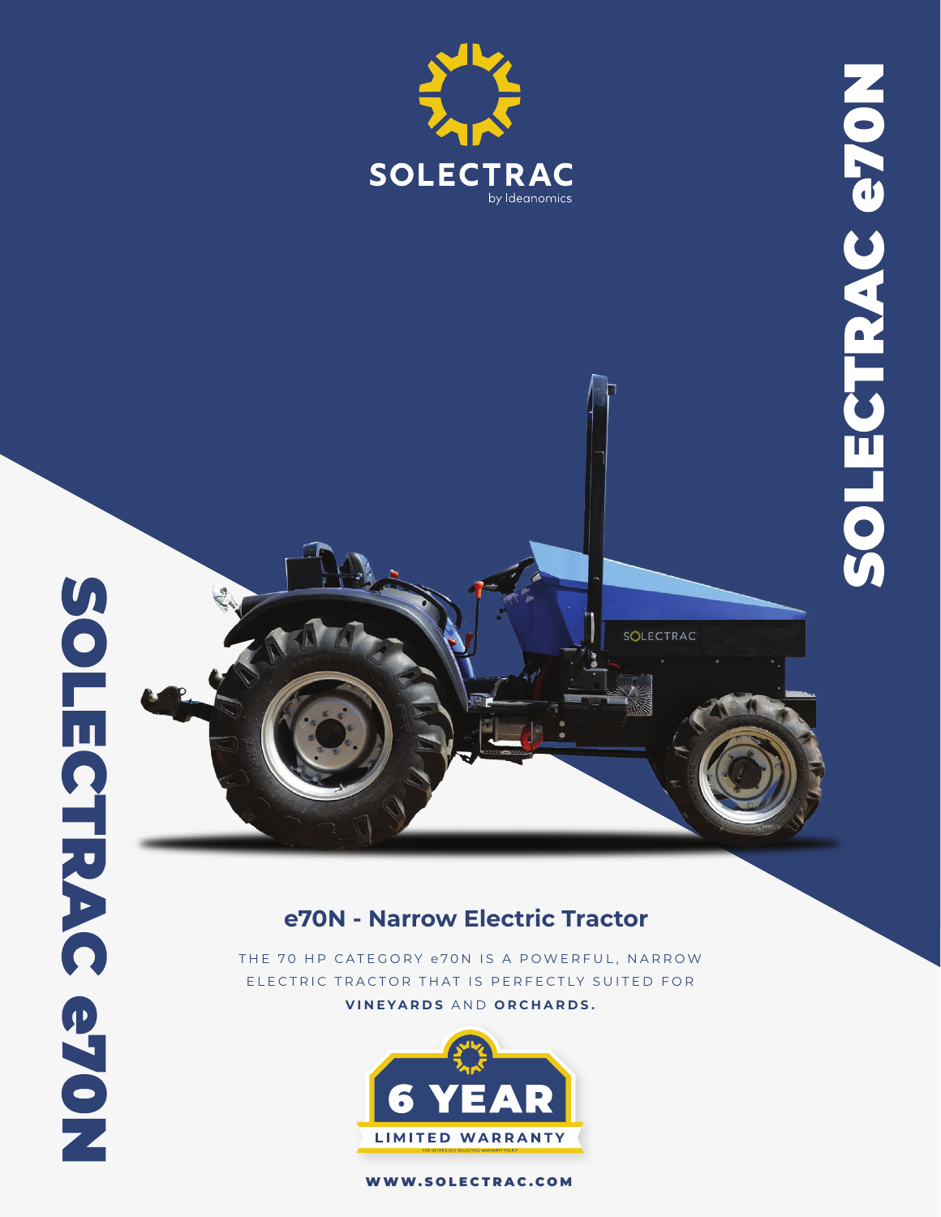SOLECTRAC

by Ideanomics

SOLECTRAC e70N

## e70N - Narrow Electric Tractor

THE 70 HP CATEGORY e70N IS A POWERFUL, NARROW ELECTRIC TRACTOR THAT IS PERFECTLY SUITED FOR **VINEYARDS** AND **ORCHARDS.**

6 YEAR LIMITED WARRANTY

FOR DETAILS SEE SOLECTRAC WARRANTY POLICY

WWW.SOLECTRAC.COM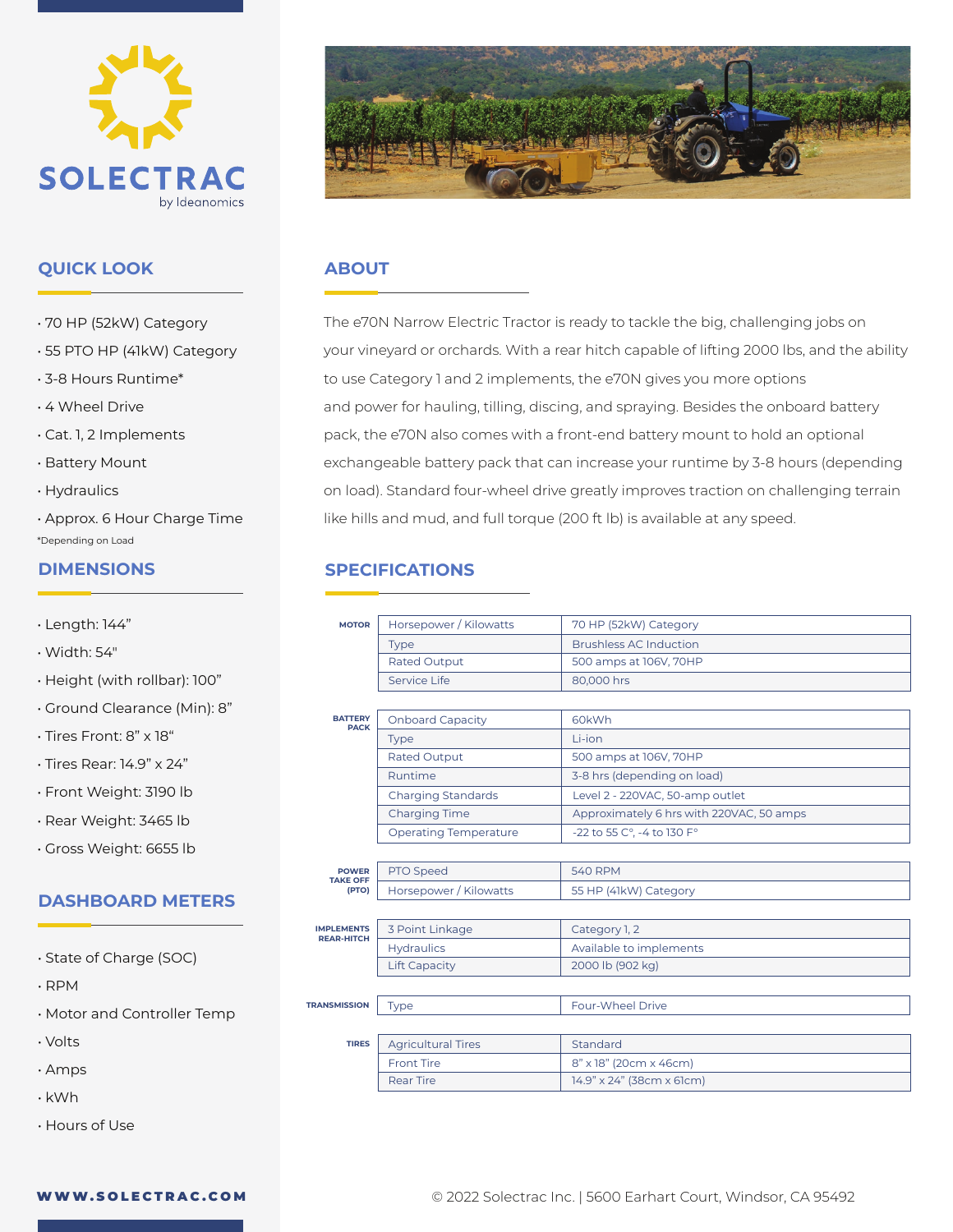SOLECTRAC
by Ideanomics

## QUICK LOOK

- 70 HP (52kW) Category
- 55 PTO HP (41kW) Category
- 3-8 Hours Runtime*
- 4 Wheel Drive
- Cat. 1, 2 Implements
- Battery Mount
- Hydraulics
- Approx. 6 Hour Charge Time

*Depending on Load

## DIMENSIONS

- Length: 144”
- Width: 54"
- Height (with rollbar): 100”
- Ground Clearance (Min): 8”
- Tires Front: 8” x 18“
- Tires Rear: 14.9” x 24”
- Front Weight: 3190 lb
- Rear Weight: 3465 lb
- Gross Weight: 6655 lb

## DASHBOARD METERS

- State of Charge (SOC)
- RPM
- Motor and Controller Temp
- Volts
- Amps
- kWh
- Hours of Use

## ABOUT

The e70N Narrow Electric Tractor is ready to tackle the big, challenging jobs on your vineyard or orchards. With a rear hitch capable of lifting 2000 lbs, and the ability to use Category 1 and 2 implements, the e70N gives you more options and power for hauling, tilling, discing, and spraying. Besides the onboard battery pack, the e70N also comes with a front-end battery mount to hold an optional exchangeable battery pack that can increase your runtime by 3-8 hours (depending on load). Standard four-wheel drive greatly improves traction on challenging terrain like hills and mud, and full torque (200 ft lb) is available at any speed.

## SPECIFICATIONS

| | | |
|---|---|---|
| **MOTOR** | Horsepower / Kilowatts | 70 HP (52kW) Category |
| | Type | Brushless AC Induction |
| | Rated Output | 500 amps at 106V, 70HP |
| | Service Life | 80,000 hrs |
| **BATTERY PACK** | Onboard Capacity | 60kWh |
| | Type | Li-ion |
| | Rated Output | 500 amps at 106V, 70HP |
| | Runtime | 3-8 hrs (depending on load) |
| | Charging Standards | Level 2 - 220VAC, 50-amp outlet |
| | Charging Time | Approximately 6 hrs with 220VAC, 50 amps |
| | Operating Temperature | -22 to 55 C°, -4 to 130 F° |
| **POWER TAKE OFF (PTO)** | PTO Speed | 540 RPM |
| | Horsepower / Kilowatts | 55 HP (41kW) Category |
| **IMPLEMENTS REAR-HITCH** | 3 Point Linkage | Category 1, 2 |
| | Hydraulics | Available to implements |
| | Lift Capacity | 2000 lb (902 kg) |
| **TRANSMISSION** | Type | Four-Wheel Drive |
| **TIRES** | Agricultural Tires | Standard |
| | Front Tire | 8” x 18” (20cm x 46cm) |
| | Rear Tire | 14.9” x 24” (38cm x 61cm) |

WWW.SOLECTRAC.COM

© 2022 Solectrac Inc. | 5600 Earhart Court, Windsor, CA 95492